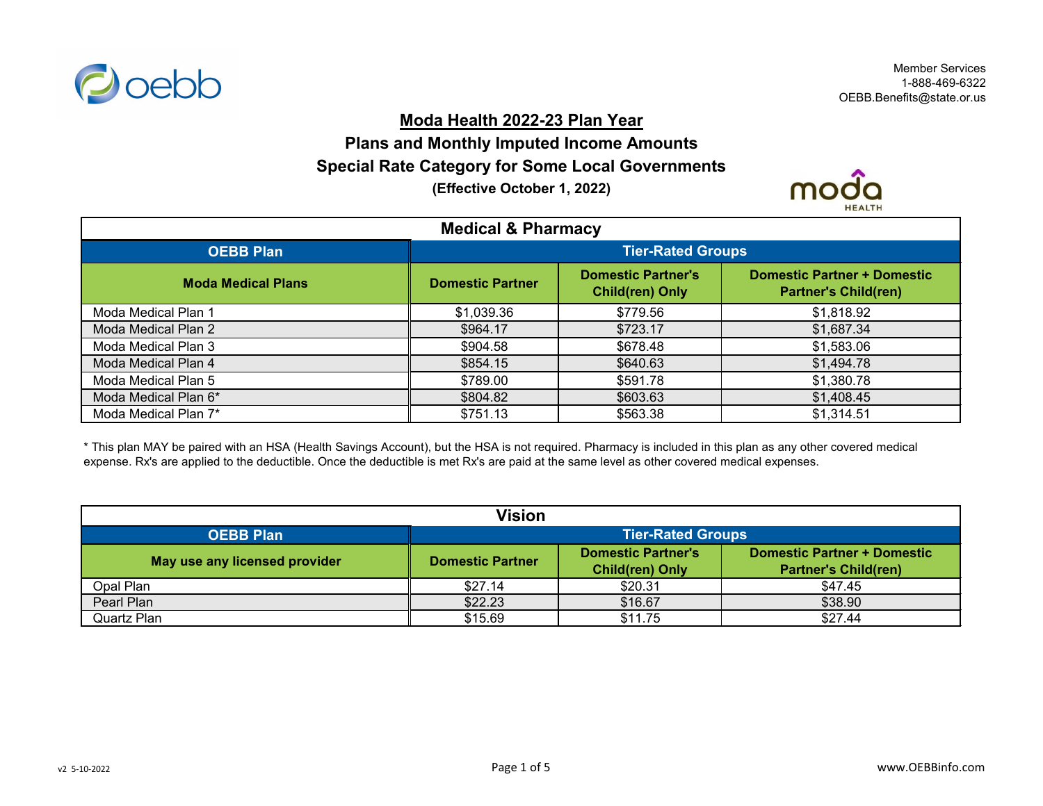Member Services
1-888-469-6322
OEBB.Benefits@state.or.us

# Moda Health 2022-23 Plan Year

## Plans and Monthly Imputed Income Amounts

## Special Rate Category for Some Local Governments

**(Effective October 1, 2022)**

| Medical & Pharmacy | | | |
|---|---|---|---|
| **OEBB Plan** | **Tier-Rated Groups** | | |
| **Moda Medical Plans** | **Domestic Partner** | **Domestic Partner's Child(ren) Only** | **Domestic Partner + Domestic Partner's Child(ren)** |
| Moda Medical Plan 1 | $1,039.36 | $779.56 | $1,818.92 |
| Moda Medical Plan 2 | $964.17 | $723.17 | $1,687.34 |
| Moda Medical Plan 3 | $904.58 | $678.48 | $1,583.06 |
| Moda Medical Plan 4 | $854.15 | $640.63 | $1,494.78 |
| Moda Medical Plan 5 | $789.00 | $591.78 | $1,380.78 |
| Moda Medical Plan 6* | $804.82 | $603.63 | $1,408.45 |
| Moda Medical Plan 7* | $751.13 | $563.38 | $1,314.51 |

* This plan MAY be paired with an HSA (Health Savings Account), but the HSA is not required. Pharmacy is included in this plan as any other covered medical expense. Rx's are applied to the deductible. Once the deductible is met Rx's are paid at the same level as other covered medical expenses.

| Vision | | | |
|---|---|---|---|
| **OEBB Plan** | **Tier-Rated Groups** | | |
| **May use any licensed provider** | **Domestic Partner** | **Domestic Partner's Child(ren) Only** | **Domestic Partner + Domestic Partner's Child(ren)** |
| Opal Plan | $27.14 | $20.31 | $47.45 |
| Pearl Plan | $22.23 | $16.67 | $38.90 |
| Quartz Plan | $15.69 | $11.75 | $27.44 |

v2 5-10-2022

www.OEBBinfo.com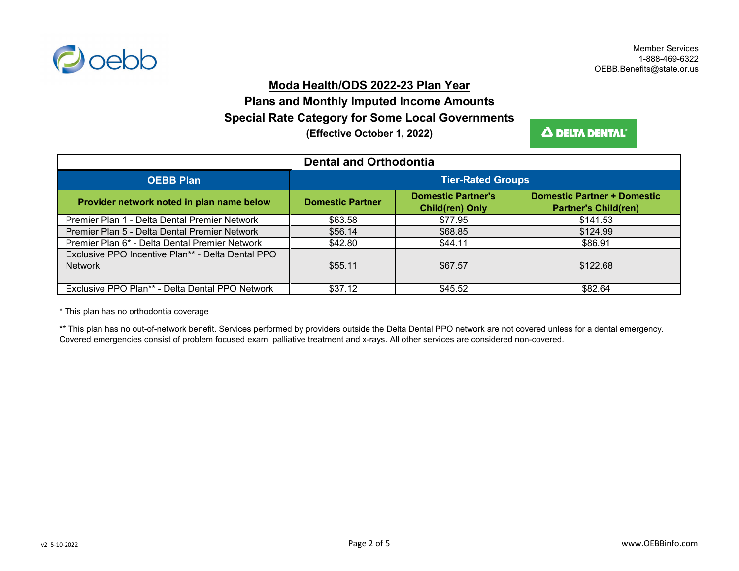Member Services
1-888-469-6322
OEBB.Benefits@state.or.us

# Moda Health/ODS 2022-23 Plan Year

## Plans and Monthly Imputed Income Amounts

## Special Rate Category for Some Local Governments

**(Effective October 1, 2022)**

| Dental and Orthodontia | | | |
|---|---|---|---|
| **OEBB Plan** | **Tier-Rated Groups** | | |
| **Provider network noted in plan name below** | **Domestic Partner** | **Domestic Partner's Child(ren) Only** | **Domestic Partner + Domestic Partner's Child(ren)** |
| Premier Plan 1 - Delta Dental Premier Network | $63.58 | $77.95 | $141.53 |
| Premier Plan 5 - Delta Dental Premier Network | $56.14 | $68.85 | $124.99 |
| Premier Plan 6* - Delta Dental Premier Network | $42.80 | $44.11 | $86.91 |
| Exclusive PPO Incentive Plan** - Delta Dental PPO Network | $55.11 | $67.57 | $122.68 |
| Exclusive PPO Plan** - Delta Dental PPO Network | $37.12 | $45.52 | $82.64 |

* This plan has no orthodontia coverage

** This plan has no out-of-network benefit. Services performed by providers outside the Delta Dental PPO network are not covered unless for a dental emergency. Covered emergencies consist of problem focused exam, palliative treatment and x-rays. All other services are considered non-covered.

v2 5-10-2022

www.OEBBinfo.com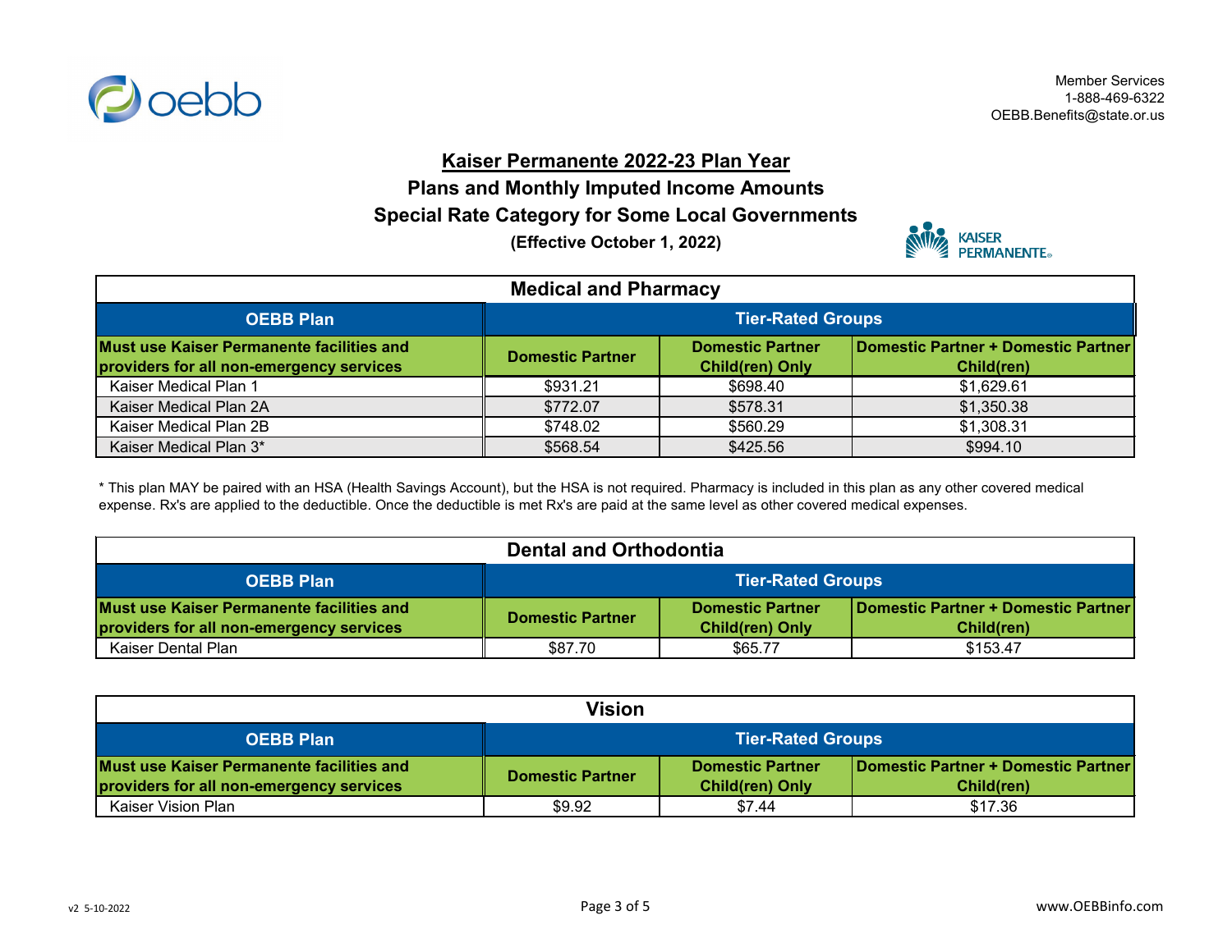Member Services
1-888-469-6322
OEBB.Benefits@state.or.us

# Kaiser Permanente 2022-23 Plan Year

## Plans and Monthly Imputed Income Amounts

## Special Rate Category for Some Local Governments

**(Effective October 1, 2022)**

| Medical and Pharmacy | | | |
|---|---|---|---|
| **OEBB Plan** | **Tier-Rated Groups** | | |
| **Must use Kaiser Permanente facilities and providers for all non-emergency services** | **Domestic Partner** | **Domestic Partner Child(ren) Only** | **Domestic Partner + Domestic Partner Child(ren)** |
| Kaiser Medical Plan 1 | $931.21 | $698.40 | $1,629.61 |
| Kaiser Medical Plan 2A | $772.07 | $578.31 | $1,350.38 |
| Kaiser Medical Plan 2B | $748.02 | $560.29 | $1,308.31 |
| Kaiser Medical Plan 3* | $568.54 | $425.56 | $994.10 |

* This plan MAY be paired with an HSA (Health Savings Account), but the HSA is not required. Pharmacy is included in this plan as any other covered medical expense. Rx's are applied to the deductible. Once the deductible is met Rx's are paid at the same level as other covered medical expenses.

| Dental and Orthodontia | | | |
|---|---|---|---|
| **OEBB Plan** | **Tier-Rated Groups** | | |
| **Must use Kaiser Permanente facilities and providers for all non-emergency services** | **Domestic Partner** | **Domestic Partner Child(ren) Only** | **Domestic Partner + Domestic Partner Child(ren)** |
| Kaiser Dental Plan | $87.70 | $65.77 | $153.47 |

| Vision | | | |
|---|---|---|---|
| **OEBB Plan** | **Tier-Rated Groups** | | |
| **Must use Kaiser Permanente facilities and providers for all non-emergency services** | **Domestic Partner** | **Domestic Partner Child(ren) Only** | **Domestic Partner + Domestic Partner Child(ren)** |
| Kaiser Vision Plan | $9.92 | $7.44 | $17.36 |

v2 5-10-2022

www.OEBBinfo.com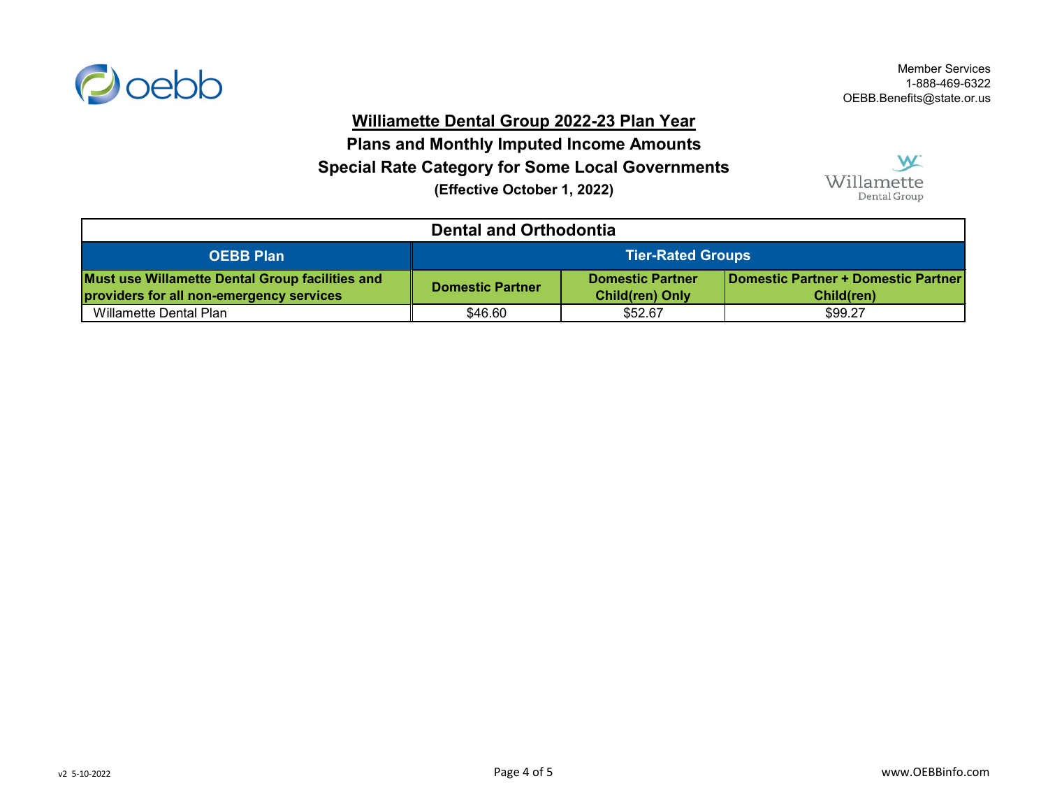Member Services
1-888-469-6322
OEBB.Benefits@state.or.us

# Williamette Dental Group 2022-23 Plan Year

## Plans and Monthly Imputed Income Amounts

## Special Rate Category for Some Local Governments

**(Effective October 1, 2022)**

| Dental and Orthodontia | | | |
|---|---|---|---|
| **OEBB Plan** | **Tier-Rated Groups** | | |
| **Must use Willamette Dental Group facilities and providers for all non-emergency services** | **Domestic Partner** | **Domestic Partner Child(ren) Only** | **Domestic Partner + Domestic Partner Child(ren)** |
| Willamette Dental Plan | $46.60 | $52.67 | $99.27 |

v2 5-10-2022

www.OEBBinfo.com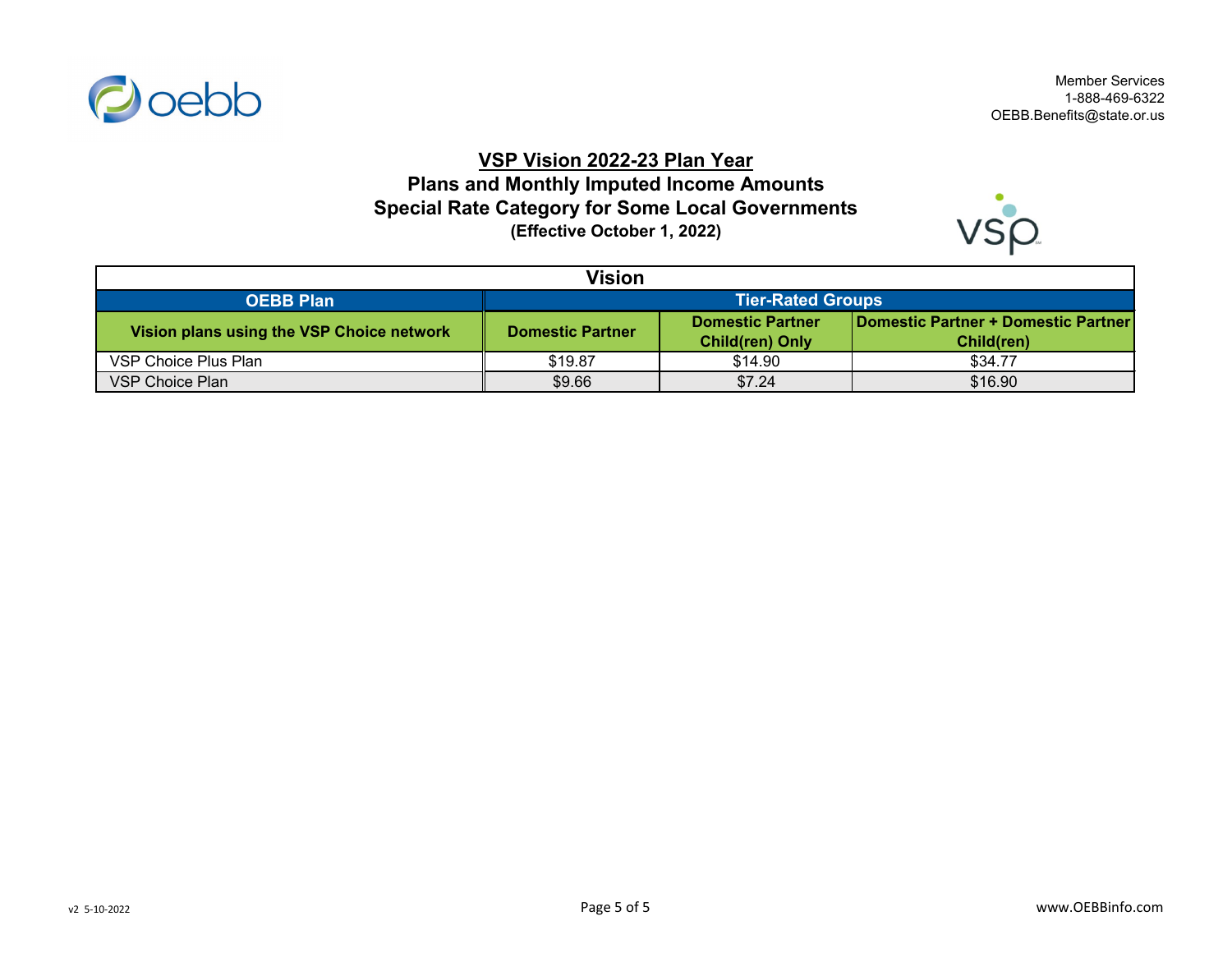Member Services
1-888-469-6322
OEBB.Benefits@state.or.us

# VSP Vision 2022-23 Plan Year

## Plans and Monthly Imputed Income Amounts

## Special Rate Category for Some Local Governments

**(Effective October 1, 2022)**

| Vision | | | |
|---|---|---|---|
| **OEBB Plan** | **Tier-Rated Groups** | | |
| **Vision plans using the VSP Choice network** | **Domestic Partner** | **Domestic Partner Child(ren) Only** | **Domestic Partner + Domestic Partner Child(ren)** |
| VSP Choice Plus Plan | $19.87 | $14.90 | $34.77 |
| VSP Choice Plan | $9.66 | $7.24 | $16.90 |

v2 5-10-2022

www.OEBBinfo.com